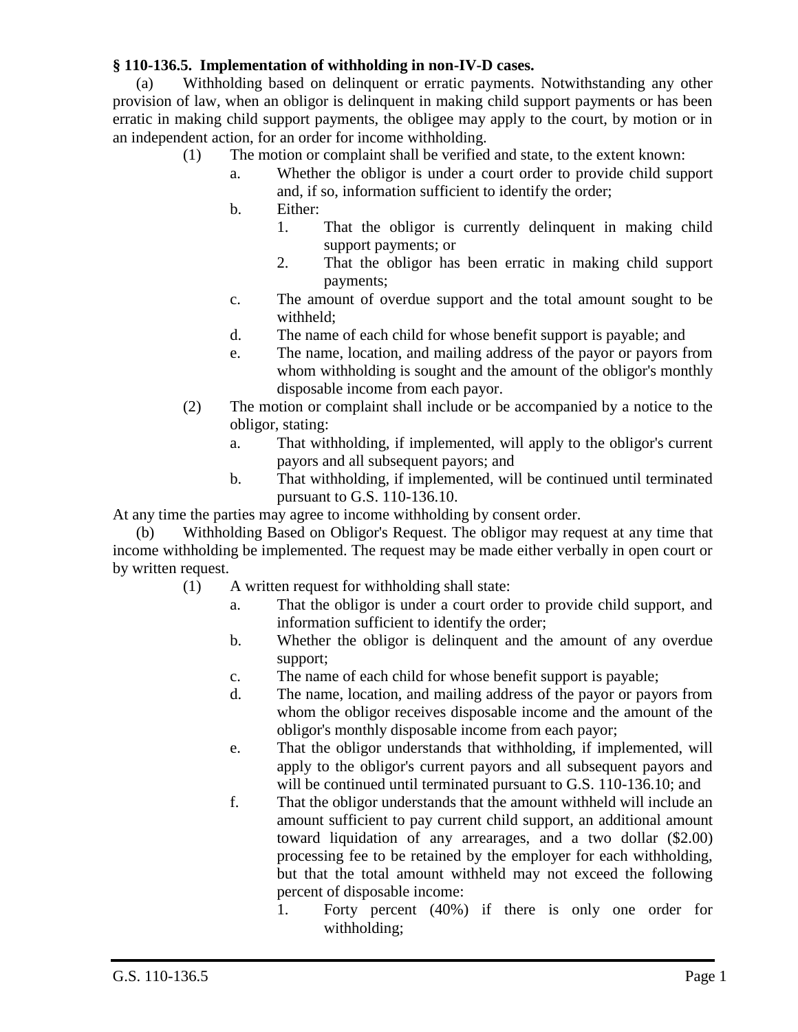**§ 110-136.5. Implementation of withholding in non-IV-D cases.**

(a) Withholding based on delinquent or erratic payments. Notwithstanding any other provision of law, when an obligor is delinquent in making child support payments or has been erratic in making child support payments, the obligee may apply to the court, by motion or in an independent action, for an order for income withholding.

- (1) The motion or complaint shall be verified and state, to the extent known:
  - a. Whether the obligor is under a court order to provide child support and, if so, information sufficient to identify the order;
  - b. Either:
    - 1. That the obligor is currently delinquent in making child support payments; or
    - 2. That the obligor has been erratic in making child support payments;
  - c. The amount of overdue support and the total amount sought to be withheld;
  - d. The name of each child for whose benefit support is payable; and
  - e. The name, location, and mailing address of the payor or payors from whom withholding is sought and the amount of the obligor's monthly disposable income from each payor.
- (2) The motion or complaint shall include or be accompanied by a notice to the obligor, stating:
  - a. That withholding, if implemented, will apply to the obligor's current payors and all subsequent payors; and
  - b. That withholding, if implemented, will be continued until terminated pursuant to G.S. 110-136.10.

At any time the parties may agree to income withholding by consent order.

(b) Withholding Based on Obligor's Request. The obligor may request at any time that income withholding be implemented. The request may be made either verbally in open court or by written request.

- (1) A written request for withholding shall state:
  - a. That the obligor is under a court order to provide child support, and information sufficient to identify the order;
  - b. Whether the obligor is delinquent and the amount of any overdue support;
  - c. The name of each child for whose benefit support is payable;
  - d. The name, location, and mailing address of the payor or payors from whom the obligor receives disposable income and the amount of the obligor's monthly disposable income from each payor;
  - e. That the obligor understands that withholding, if implemented, will apply to the obligor's current payors and all subsequent payors and will be continued until terminated pursuant to G.S. 110-136.10; and
  - f. That the obligor understands that the amount withheld will include an amount sufficient to pay current child support, an additional amount toward liquidation of any arrearages, and a two dollar ($2.00) processing fee to be retained by the employer for each withholding, but that the total amount withheld may not exceed the following percent of disposable income:
    - 1. Forty percent (40%) if there is only one order for withholding;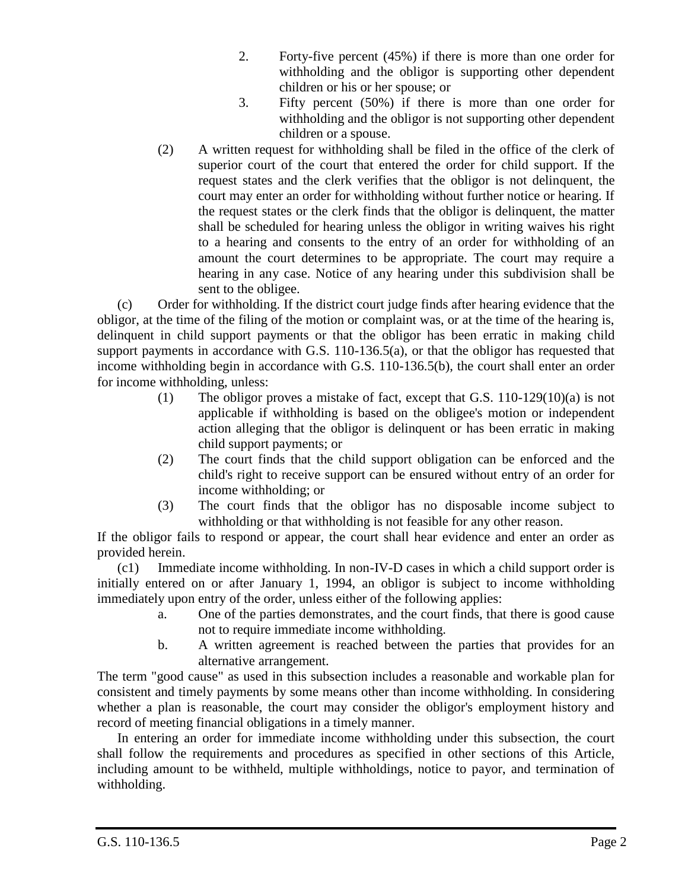2. Forty-five percent (45%) if there is more than one order for withholding and the obligor is supporting other dependent children or his or her spouse; or
3. Fifty percent (50%) if there is more than one order for withholding and the obligor is not supporting other dependent children or a spouse.

(2) A written request for withholding shall be filed in the office of the clerk of superior court of the court that entered the order for child support. If the request states and the clerk verifies that the obligor is not delinquent, the court may enter an order for withholding without further notice or hearing. If the request states or the clerk finds that the obligor is delinquent, the matter shall be scheduled for hearing unless the obligor in writing waives his right to a hearing and consents to the entry of an order for withholding of an amount the court determines to be appropriate. The court may require a hearing in any case. Notice of any hearing under this subdivision shall be sent to the obligee.

(c) Order for withholding. If the district court judge finds after hearing evidence that the obligor, at the time of the filing of the motion or complaint was, or at the time of the hearing is, delinquent in child support payments or that the obligor has been erratic in making child support payments in accordance with G.S. 110-136.5(a), or that the obligor has requested that income withholding begin in accordance with G.S. 110-136.5(b), the court shall enter an order for income withholding, unless:

(1) The obligor proves a mistake of fact, except that G.S. 110-129(10)(a) is not applicable if withholding is based on the obligee's motion or independent action alleging that the obligor is delinquent or has been erratic in making child support payments; or
(2) The court finds that the child support obligation can be enforced and the child's right to receive support can be ensured without entry of an order for income withholding; or
(3) The court finds that the obligor has no disposable income subject to withholding or that withholding is not feasible for any other reason.

If the obligor fails to respond or appear, the court shall hear evidence and enter an order as provided herein.

(c1) Immediate income withholding. In non-IV-D cases in which a child support order is initially entered on or after January 1, 1994, an obligor is subject to income withholding immediately upon entry of the order, unless either of the following applies:

a. One of the parties demonstrates, and the court finds, that there is good cause not to require immediate income withholding.
b. A written agreement is reached between the parties that provides for an alternative arrangement.

The term "good cause" as used in this subsection includes a reasonable and workable plan for consistent and timely payments by some means other than income withholding. In considering whether a plan is reasonable, the court may consider the obligor's employment history and record of meeting financial obligations in a timely manner.

In entering an order for immediate income withholding under this subsection, the court shall follow the requirements and procedures as specified in other sections of this Article, including amount to be withheld, multiple withholdings, notice to payor, and termination of withholding.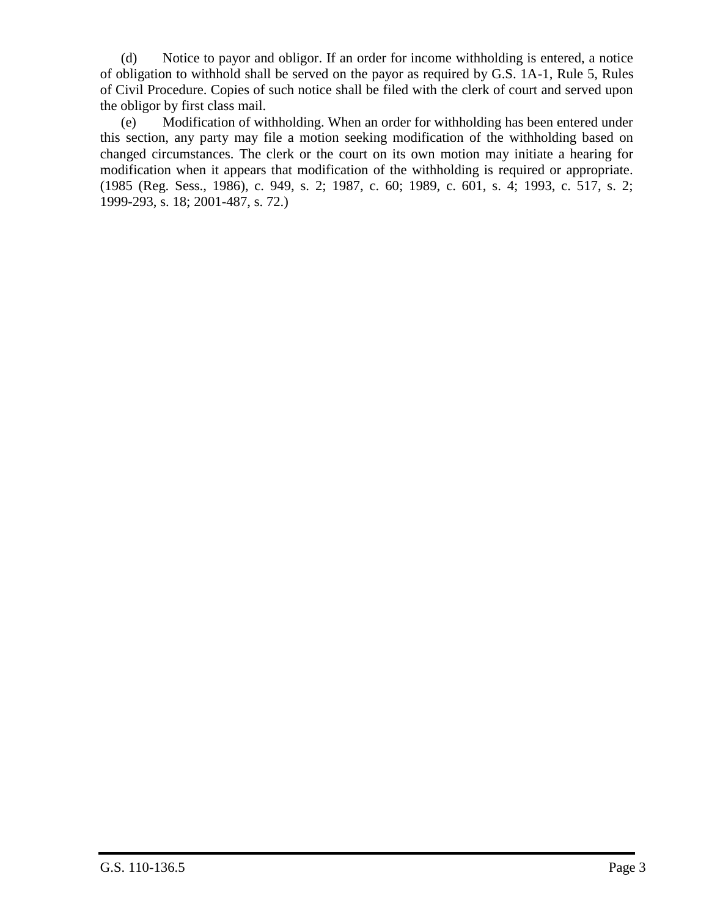(d) Notice to payor and obligor. If an order for income withholding is entered, a notice of obligation to withhold shall be served on the payor as required by G.S. 1A-1, Rule 5, Rules of Civil Procedure. Copies of such notice shall be filed with the clerk of court and served upon the obligor by first class mail.

(e) Modification of withholding. When an order for withholding has been entered under this section, any party may file a motion seeking modification of the withholding based on changed circumstances. The clerk or the court on its own motion may initiate a hearing for modification when it appears that modification of the withholding is required or appropriate. (1985 (Reg. Sess., 1986), c. 949, s. 2; 1987, c. 60; 1989, c. 601, s. 4; 1993, c. 517, s. 2; 1999-293, s. 18; 2001-487, s. 72.)